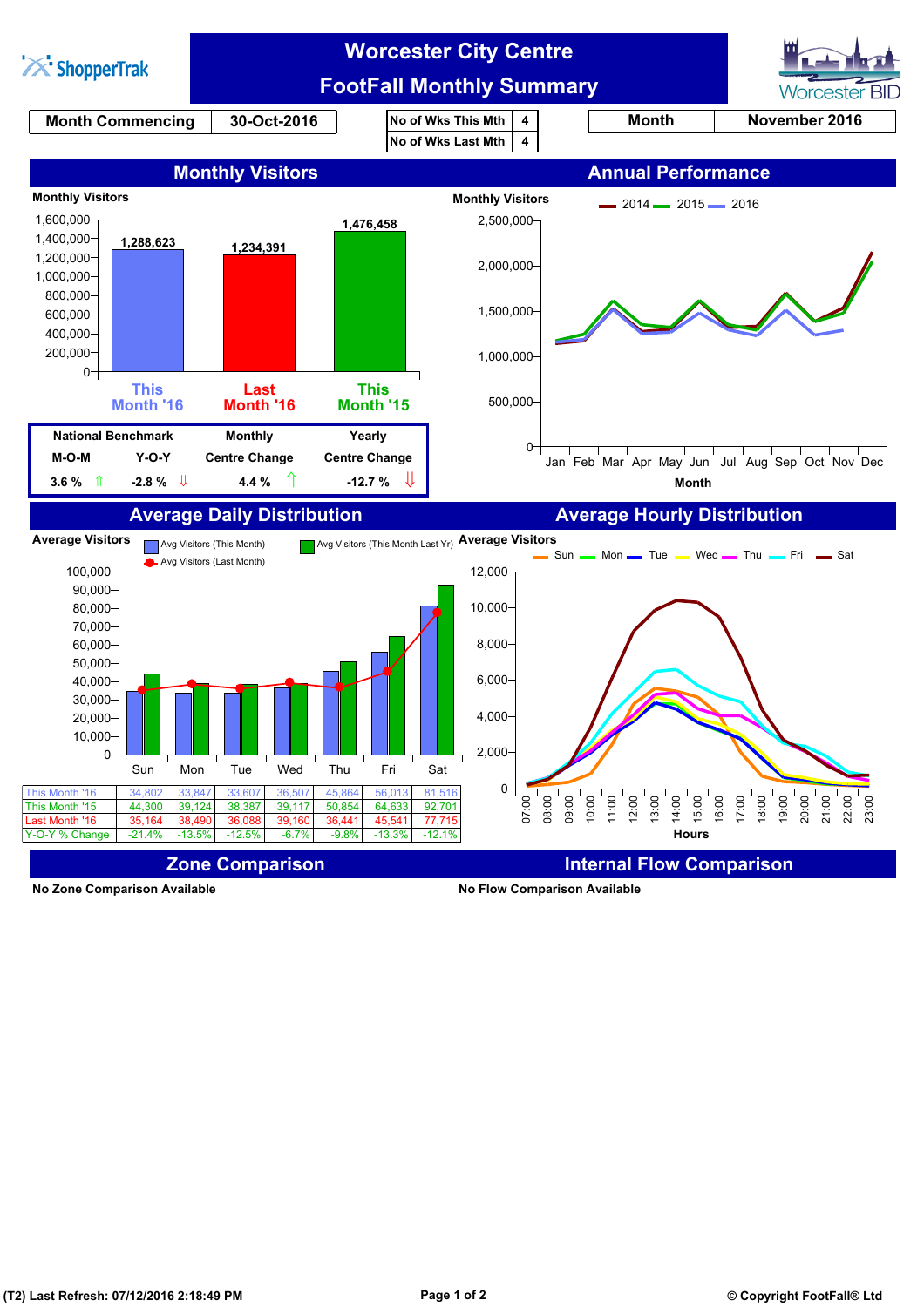ShopperTrak

# Worcester City Centre
# FootFall Monthly Summary

Worcester BID

| Month Commencing | 30-Oct-2016 |
|---|---|

| No of Wks This Mth | 4 |
|---|---|
| No of Wks Last Mth | 4 |

| Month | November 2016 |
|---|---|

## Monthly Visitors

Monthly Visitors

| This Month '16 | Last Month '16 | This Month '15 |
|---|---|---|
| 1,288,623 | 1,234,391 | 1,476,458 |

| National Benchmark | | Monthly | Yearly |
|---|---|---|---|
| M-O-M | Y-O-Y | Centre Change | Centre Change |
| 3.6 % ⇑ | -2.8 % ⇓ | 4.4 % ⇑ | -12.7 % ⇓ |

## Annual Performance

Monthly Visitors

2014 2015 2016

Month

## Average Daily Distribution

Average Visitors

Avg Visitors (This Month) | Avg Visitors (This Month Last Yr) | Avg Visitors (Last Month)

| | Sun | Mon | Tue | Wed | Thu | Fri | Sat |
|---|---|---|---|---|---|---|---|
| This Month '16 | 34,802 | 33,847 | 33,607 | 36,507 | 45,864 | 56,013 | 81,516 |
| This Month '15 | 44,300 | 39,124 | 38,387 | 39,117 | 50,854 | 64,633 | 92,701 |
| Last Month '16 | 35,164 | 38,490 | 36,088 | 39,160 | 36,441 | 45,541 | 77,715 |
| Y-O-Y % Change | -21.4% | -13.5% | -12.5% | -6.7% | -9.8% | -13.3% | -12.1% |

## Average Hourly Distribution

Average Visitors

Sun Mon Tue Wed Thu Fri Sat

Hours

## Zone Comparison

No Zone Comparison Available

## Internal Flow Comparison

No Flow Comparison Available

(T2) Last Refresh: 07/12/2016 2:18:49 PM

© Copyright FootFall® Ltd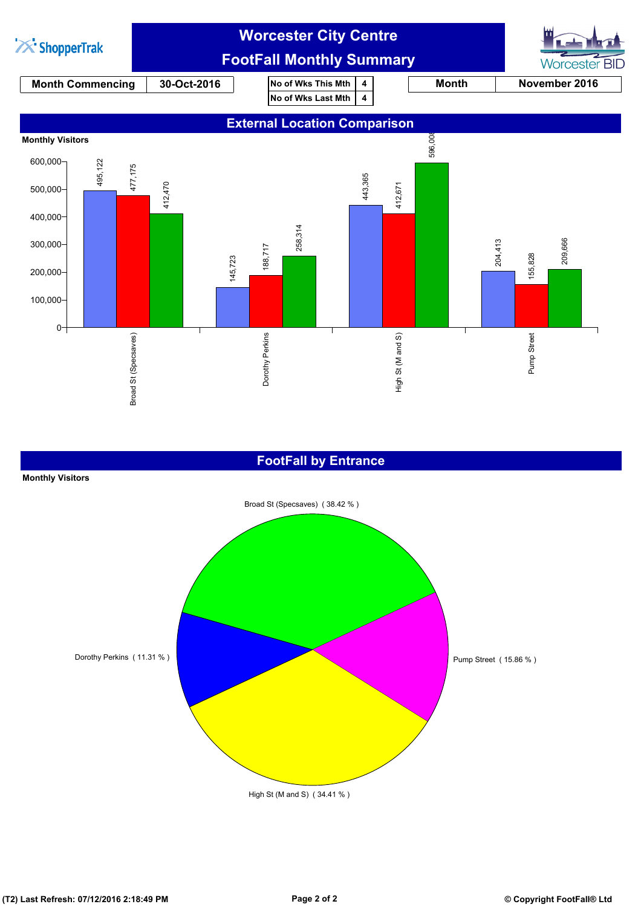# Worcester City Centre

## FootFall Monthly Summary

| Month Commencing | 30-Oct-2016 |
|---|---|

| No of Wks This Mth | 4 |
|---|---|
| No of Wks Last Mth | 4 |

| Month | November 2016 |
|---|---|

## External Location Comparison

Monthly Visitors

| Location | | | |
|---|---|---|---|
| Broad St (Specsaves) | 495,122 | 477,175 | 412,470 |
| Dorothy Perkins | 145,723 | 188,717 | 258,314 |
| High St (M and S) | 443,365 | 412,671 | 596,008 |
| Pump Street | 204,413 | 155,828 | 209,666 |

## FootFall by Entrance

Monthly Visitors

| Entrance | Share |
|---|---|
| Broad St (Specsaves) | 38.42 % |
| Dorothy Perkins | 11.31 % |
| High St (M and S) | 34.41 % |
| Pump Street | 15.86 % |

(T2) Last Refresh: 07/12/2016 2:18:49 PM

© Copyright FootFall® Ltd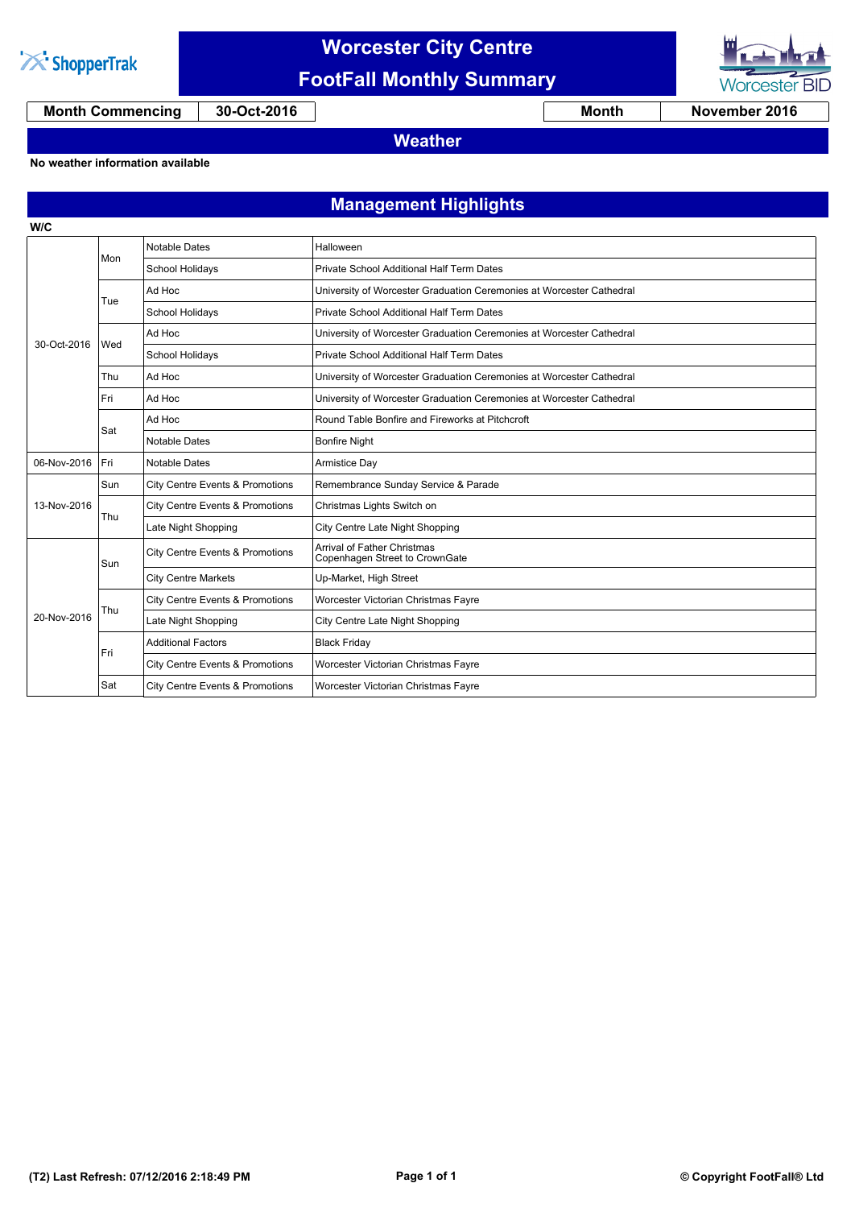# Worcester City Centre
## FootFall Monthly Summary

| Month Commencing | 30-Oct-2016 | Month | November 2016 |
|---|---|---|---|

## Weather

**No weather information available**

## Management Highlights

**W/C**

| | | | |
|---|---|---|---|
| 30-Oct-2016 | Mon | Notable Dates | Halloween |
| | | School Holidays | Private School Additional Half Term Dates |
| | Tue | Ad Hoc | University of Worcester Graduation Ceremonies at Worcester Cathedral |
| | | School Holidays | Private School Additional Half Term Dates |
| | Wed | Ad Hoc | University of Worcester Graduation Ceremonies at Worcester Cathedral |
| | | School Holidays | Private School Additional Half Term Dates |
| | Thu | Ad Hoc | University of Worcester Graduation Ceremonies at Worcester Cathedral |
| | Fri | Ad Hoc | University of Worcester Graduation Ceremonies at Worcester Cathedral |
| | Sat | Ad Hoc | Round Table Bonfire and Fireworks at Pitchcroft |
| | | Notable Dates | Bonfire Night |
| 06-Nov-2016 | Fri | Notable Dates | Armistice Day |
| 13-Nov-2016 | Sun | City Centre Events & Promotions | Remembrance Sunday Service & Parade |
| | Thu | City Centre Events & Promotions | Christmas Lights Switch on |
| | | Late Night Shopping | City Centre Late Night Shopping |
| 20-Nov-2016 | Sun | City Centre Events & Promotions | Arrival of Father Christmas Copenhagen Street to CrownGate |
| | | City Centre Markets | Up-Market, High Street |
| | Thu | City Centre Events & Promotions | Worcester Victorian Christmas Fayre |
| | | Late Night Shopping | City Centre Late Night Shopping |
| | Fri | Additional Factors | Black Friday |
| | | City Centre Events & Promotions | Worcester Victorian Christmas Fayre |
| | Sat | City Centre Events & Promotions | Worcester Victorian Christmas Fayre |

(T2) Last Refresh: 07/12/2016 2:18:49 PM

© Copyright FootFall® Ltd